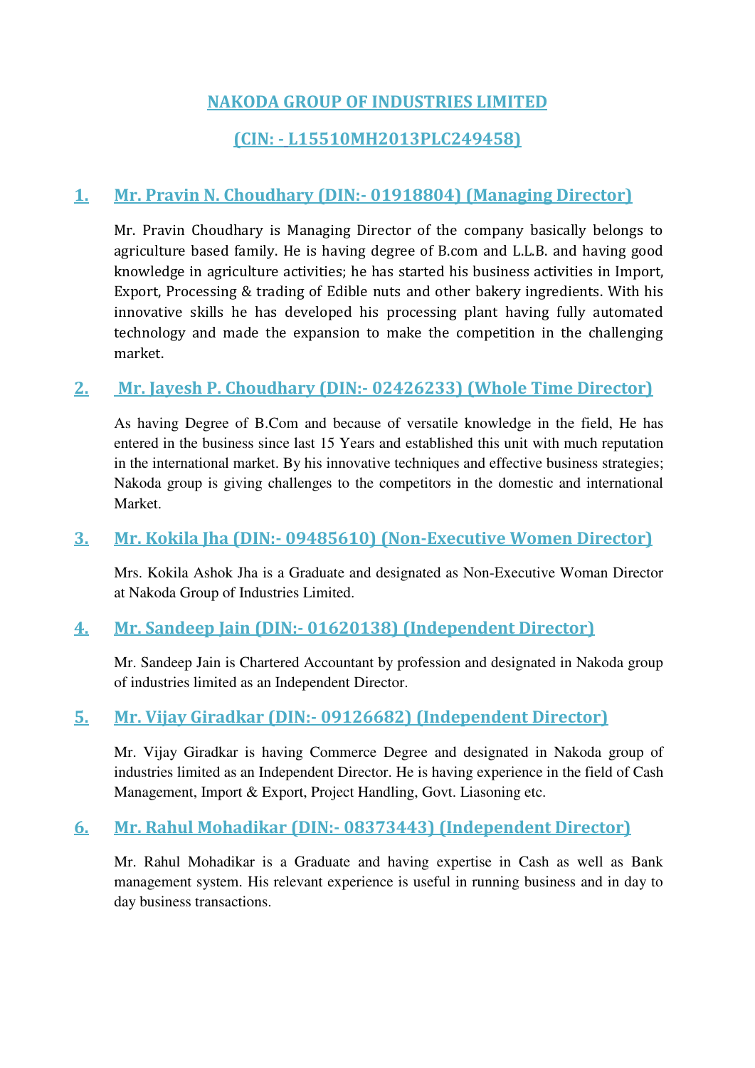# NAKODA GROUP OF INDUSTRIES LIMITED

# (CIN: - L15510MH2013PLC249458)

## 1. Mr. Pravin N. Choudhary (DIN:- 01918804) (Managing Director)

Mr. Pravin Choudhary is Managing Director of the company basically belongs to agriculture based family. He is having degree of B.com and L.L.B. and having good knowledge in agriculture activities; he has started his business activities in Import, Export, Processing & trading of Edible nuts and other bakery ingredients. With his innovative skills he has developed his processing plant having fully automated technology and made the expansion to make the competition in the challenging market.

## 2. Mr. Jayesh P. Choudhary (DIN:- 02426233) (Whole Time Director)

As having Degree of B.Com and because of versatile knowledge in the field, He has entered in the business since last 15 Years and established this unit with much reputation in the international market. By his innovative techniques and effective business strategies; Nakoda group is giving challenges to the competitors in the domestic and international Market.

## 3. Mr. Kokila Jha (DIN:- 09485610) (Non-Executive Women Director)

Mrs. Kokila Ashok Jha is a Graduate and designated as Non-Executive Woman Director at Nakoda Group of Industries Limited.

## 4. Mr. Sandeep Jain (DIN:- 01620138) (Independent Director)

Mr. Sandeep Jain is Chartered Accountant by profession and designated in Nakoda group of industries limited as an Independent Director.

## 5. Mr. Vijay Giradkar (DIN:- 09126682) (Independent Director)

Mr. Vijay Giradkar is having Commerce Degree and designated in Nakoda group of industries limited as an Independent Director. He is having experience in the field of Cash Management, Import & Export, Project Handling, Govt. Liasoning etc.

## 6. Mr. Rahul Mohadikar (DIN:- 08373443) (Independent Director)

Mr. Rahul Mohadikar is a Graduate and having expertise in Cash as well as Bank management system. His relevant experience is useful in running business and in day to day business transactions.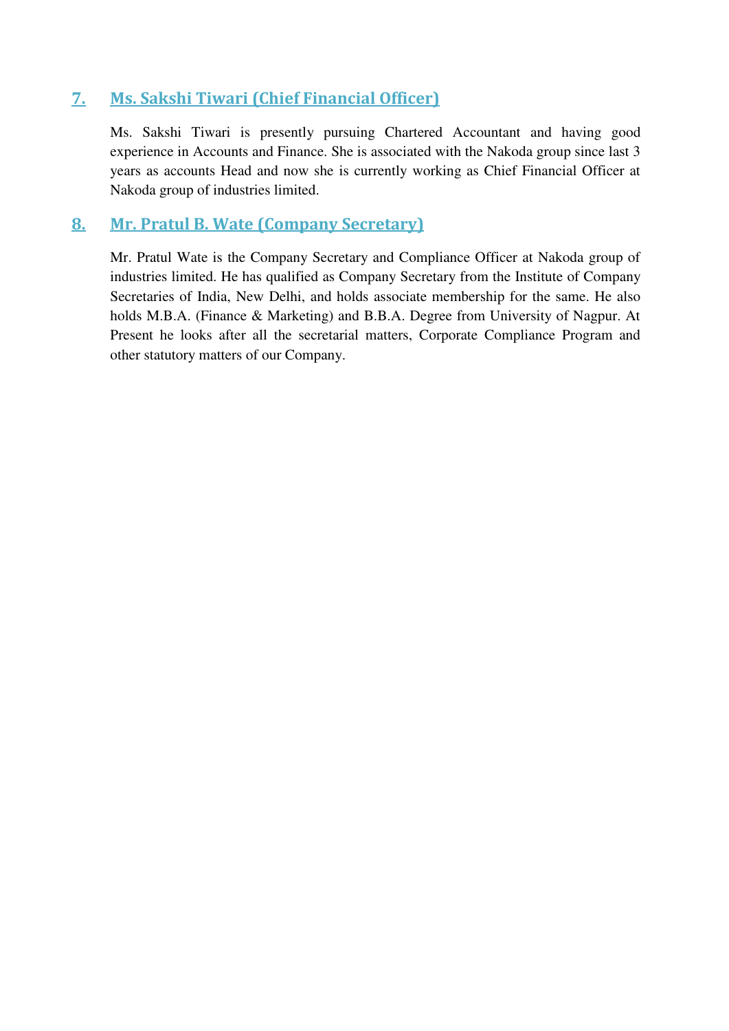## 7. Ms. Sakshi Tiwari (Chief Financial Officer)

Ms. Sakshi Tiwari is presently pursuing Chartered Accountant and having good experience in Accounts and Finance. She is associated with the Nakoda group since last 3 years as accounts Head and now she is currently working as Chief Financial Officer at Nakoda group of industries limited.

## 8. Mr. Pratul B. Wate (Company Secretary)

Mr. Pratul Wate is the Company Secretary and Compliance Officer at Nakoda group of industries limited. He has qualified as Company Secretary from the Institute of Company Secretaries of India, New Delhi, and holds associate membership for the same. He also holds M.B.A. (Finance & Marketing) and B.B.A. Degree from University of Nagpur. At Present he looks after all the secretarial matters, Corporate Compliance Program and other statutory matters of our Company.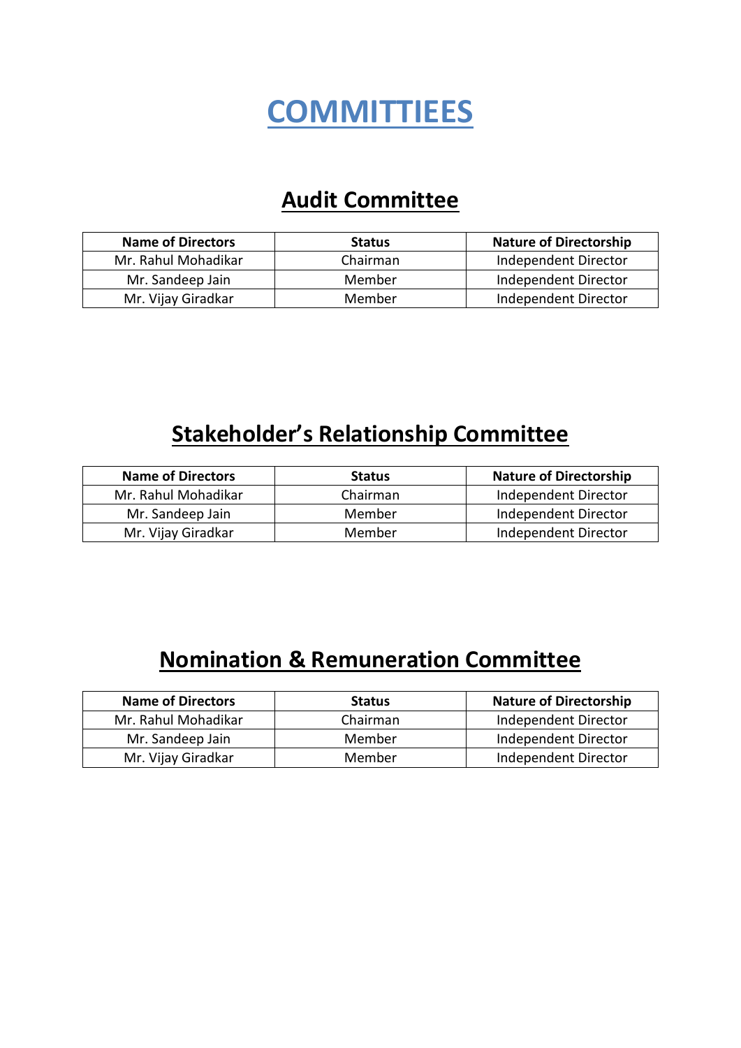# COMMITTIEES

## Audit Committee

| Name of Directors | Status | Nature of Directorship |
|---|---|---|
| Mr. Rahul Mohadikar | Chairman | Independent Director |
| Mr. Sandeep Jain | Member | Independent Director |
| Mr. Vijay Giradkar | Member | Independent Director |

## Stakeholder's Relationship Committee

| Name of Directors | Status | Nature of Directorship |
|---|---|---|
| Mr. Rahul Mohadikar | Chairman | Independent Director |
| Mr. Sandeep Jain | Member | Independent Director |
| Mr. Vijay Giradkar | Member | Independent Director |

## Nomination & Remuneration Committee

| Name of Directors | Status | Nature of Directorship |
|---|---|---|
| Mr. Rahul Mohadikar | Chairman | Independent Director |
| Mr. Sandeep Jain | Member | Independent Director |
| Mr. Vijay Giradkar | Member | Independent Director |